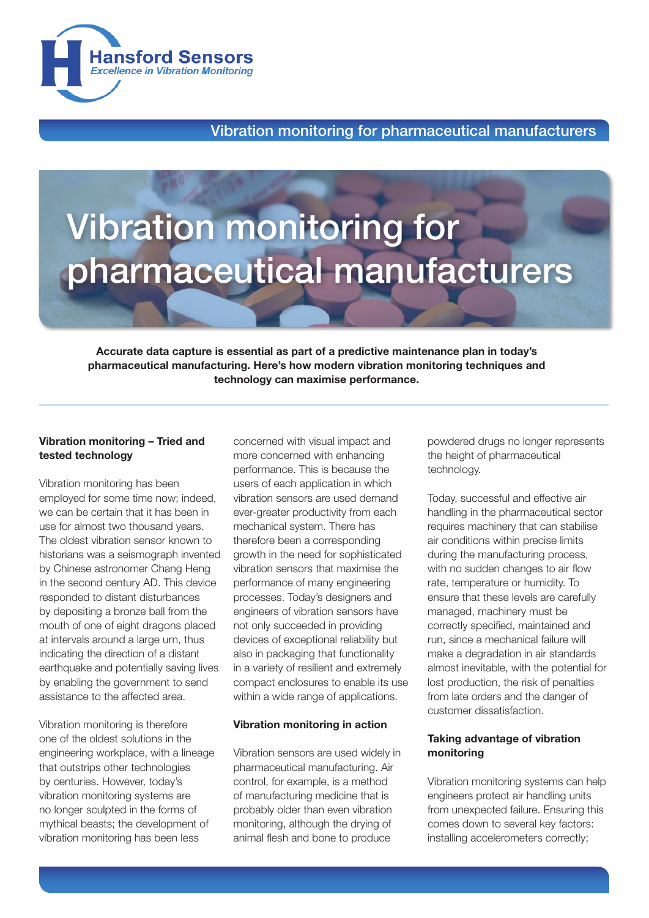Hansford Sensors
*Excellence in Vibration Monitoring*

Vibration monitoring for pharmaceutical manufacturers

# Vibration monitoring for pharmaceutical manufacturers

**Accurate data capture is essential as part of a predictive maintenance plan in today's pharmaceutical manufacturing. Here's how modern vibration monitoring techniques and technology can maximise performance.**

## Vibration monitoring – Tried and tested technology

Vibration monitoring has been employed for some time now; indeed, we can be certain that it has been in use for almost two thousand years. The oldest vibration sensor known to historians was a seismograph invented by Chinese astronomer Chang Heng in the second century AD. This device responded to distant disturbances by depositing a bronze ball from the mouth of one of eight dragons placed at intervals around a large urn, thus indicating the direction of a distant earthquake and potentially saving lives by enabling the government to send assistance to the affected area.

Vibration monitoring is therefore one of the oldest solutions in the engineering workplace, with a lineage that outstrips other technologies by centuries. However, today's vibration monitoring systems are no longer sculpted in the forms of mythical beasts; the development of vibration monitoring has been less concerned with visual impact and more concerned with enhancing performance. This is because the users of each application in which vibration sensors are used demand ever-greater productivity from each mechanical system. There has therefore been a corresponding growth in the need for sophisticated vibration sensors that maximise the performance of many engineering processes. Today's designers and engineers of vibration sensors have not only succeeded in providing devices of exceptional reliability but also in packaging that functionality in a variety of resilient and extremely compact enclosures to enable its use within a wide range of applications.

## Vibration monitoring in action

Vibration sensors are used widely in pharmaceutical manufacturing. Air control, for example, is a method of manufacturing medicine that is probably older than even vibration monitoring, although the drying of animal flesh and bone to produce powdered drugs no longer represents the height of pharmaceutical technology.

Today, successful and effective air handling in the pharmaceutical sector requires machinery that can stabilise air conditions within precise limits during the manufacturing process, with no sudden changes to air flow rate, temperature or humidity. To ensure that these levels are carefully managed, machinery must be correctly specified, maintained and run, since a mechanical failure will make a degradation in air standards almost inevitable, with the potential for lost production, the risk of penalties from late orders and the danger of customer dissatisfaction.

## Taking advantage of vibration monitoring

Vibration monitoring systems can help engineers protect air handling units from unexpected failure. Ensuring this comes down to several key factors: installing accelerometers correctly;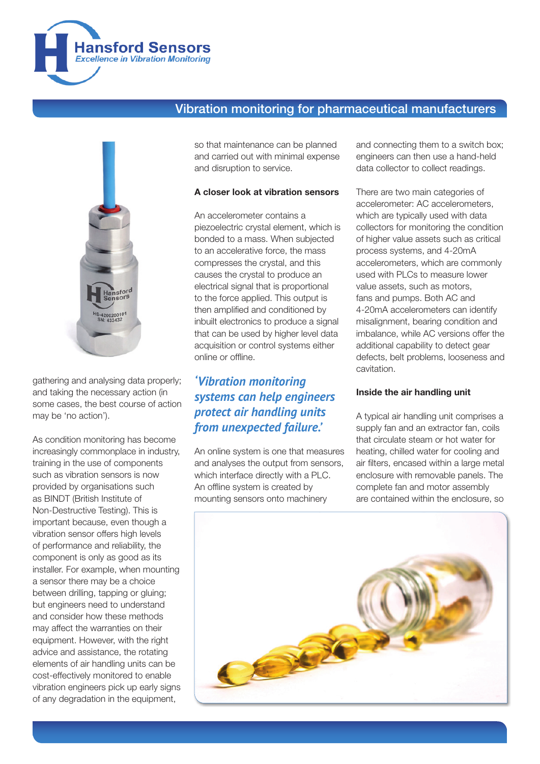## Vibration monitoring for pharmaceutical manufacturers

gathering and analysing data properly; and taking the necessary action (in some cases, the best course of action may be 'no action').

As condition monitoring has become increasingly commonplace in industry, training in the use of components such as vibration sensors is now provided by organisations such as BINDT (British Institute of Non-Destructive Testing). This is important because, even though a vibration sensor offers high levels of performance and reliability, the component is only as good as its installer. For example, when mounting a sensor there may be a choice between drilling, tapping or gluing; but engineers need to understand and consider how these methods may affect the warranties on their equipment. However, with the right advice and assistance, the rotating elements of air handling units can be cost-effectively monitored to enable vibration engineers pick up early signs of any degradation in the equipment, so that maintenance can be planned and carried out with minimal expense and disruption to service.

### A closer look at vibration sensors

An accelerometer contains a piezoelectric crystal element, which is bonded to a mass. When subjected to an accelerative force, the mass compresses the crystal, and this causes the crystal to produce an electrical signal that is proportional to the force applied. This output is then amplified and conditioned by inbuilt electronics to produce a signal that can be used by higher level data acquisition or control systems either online or offline.

*'Vibration monitoring systems can help engineers protect air handling units from unexpected failure.'*

An online system is one that measures and analyses the output from sensors, which interface directly with a PLC. An offline system is created by mounting sensors onto machinery and connecting them to a switch box; engineers can then use a hand-held data collector to collect readings.

There are two main categories of accelerometer: AC accelerometers, which are typically used with data collectors for monitoring the condition of higher value assets such as critical process systems, and 4-20mA accelerometers, which are commonly used with PLCs to measure lower value assets, such as motors, fans and pumps. Both AC and 4-20mA accelerometers can identify misalignment, bearing condition and imbalance, while AC versions offer the additional capability to detect gear defects, belt problems, looseness and cavitation.

### Inside the air handling unit

A typical air handling unit comprises a supply fan and an extractor fan, coils that circulate steam or hot water for heating, chilled water for cooling and air filters, encased within a large metal enclosure with removable panels. The complete fan and motor assembly are contained within the enclosure, so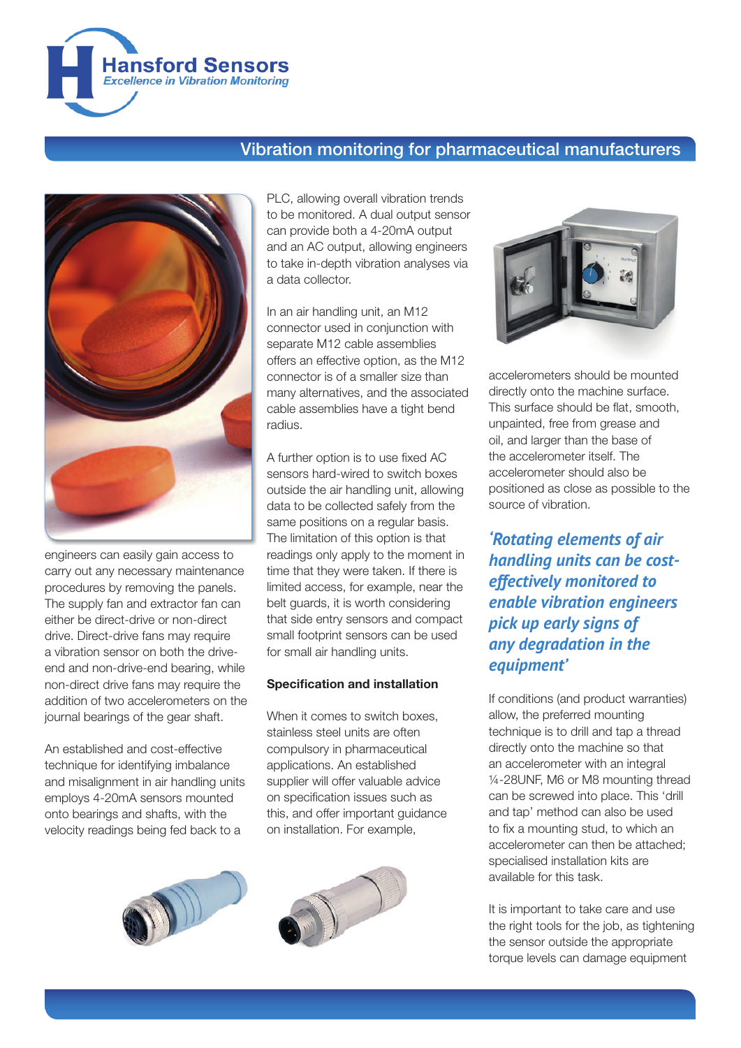## Vibration monitoring for pharmaceutical manufacturers

engineers can easily gain access to carry out any necessary maintenance procedures by removing the panels. The supply fan and extractor fan can either be direct-drive or non-direct drive. Direct-drive fans may require a vibration sensor on both the drive-end and non-drive-end bearing, while non-direct drive fans may require the addition of two accelerometers on the journal bearings of the gear shaft.

An established and cost-effective technique for identifying imbalance and misalignment in air handling units employs 4-20mA sensors mounted onto bearings and shafts, with the velocity readings being fed back to a PLC, allowing overall vibration trends to be monitored. A dual output sensor can provide both a 4-20mA output and an AC output, allowing engineers to take in-depth vibration analyses via a data collector.

In an air handling unit, an M12 connector used in conjunction with separate M12 cable assemblies offers an effective option, as the M12 connector is of a smaller size than many alternatives, and the associated cable assemblies have a tight bend radius.

A further option is to use fixed AC sensors hard-wired to switch boxes outside the air handling unit, allowing data to be collected safely from the same positions on a regular basis. The limitation of this option is that readings only apply to the moment in time that they were taken. If there is limited access, for example, near the belt guards, it is worth considering that side entry sensors and compact small footprint sensors can be used for small air handling units.

### Specification and installation

When it comes to switch boxes, stainless steel units are often compulsory in pharmaceutical applications. An established supplier will offer valuable advice on specification issues such as this, and offer important guidance on installation. For example, accelerometers should be mounted directly onto the machine surface. This surface should be flat, smooth, unpainted, free from grease and oil, and larger than the base of the accelerometer itself. The accelerometer should also be positioned as close as possible to the source of vibration.

*'Rotating elements of air handling units can be cost-effectively monitored to enable vibration engineers pick up early signs of any degradation in the equipment'*

If conditions (and product warranties) allow, the preferred mounting technique is to drill and tap a thread directly onto the machine so that an accelerometer with an integral ¼-28UNF, M6 or M8 mounting thread can be screwed into place. This 'drill and tap' method can also be used to fix a mounting stud, to which an accelerometer can then be attached; specialised installation kits are available for this task.

It is important to take care and use the right tools for the job, as tightening the sensor outside the appropriate torque levels can damage equipment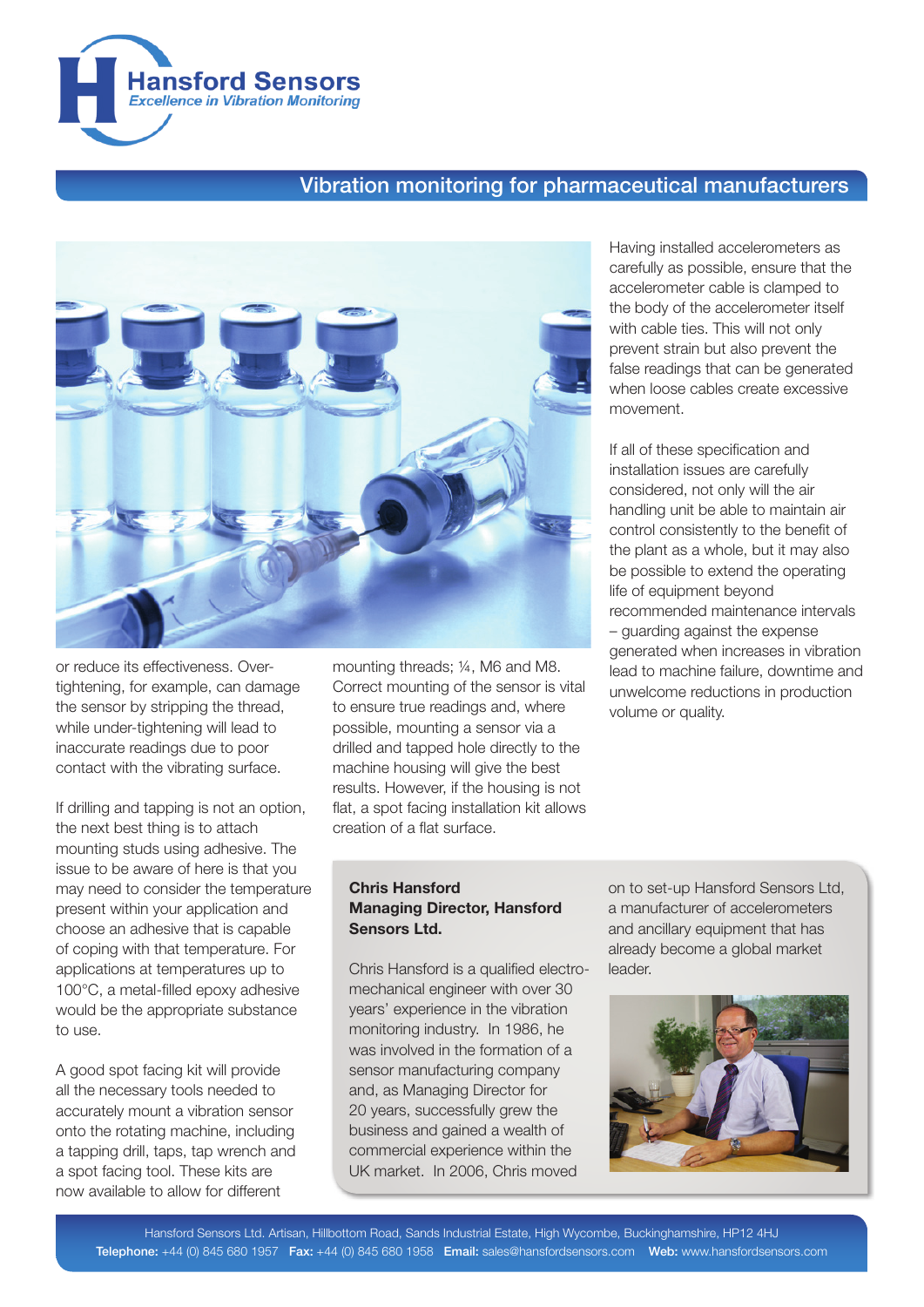# Hansford Sensors

*Excellence in Vibration Monitoring*

## Vibration monitoring for pharmaceutical manufacturers

or reduce its effectiveness. Over-tightening, for example, can damage the sensor by stripping the thread, while under-tightening will lead to inaccurate readings due to poor contact with the vibrating surface.

If drilling and tapping is not an option, the next best thing is to attach mounting studs using adhesive. The issue to be aware of here is that you may need to consider the temperature present within your application and choose an adhesive that is capable of coping with that temperature. For applications at temperatures up to 100°C, a metal-filled epoxy adhesive would be the appropriate substance to use.

A good spot facing kit will provide all the necessary tools needed to accurately mount a vibration sensor onto the rotating machine, including a tapping drill, taps, tap wrench and a spot facing tool. These kits are now available to allow for different mounting threads; ¼, M6 and M8. Correct mounting of the sensor is vital to ensure true readings and, where possible, mounting a sensor via a drilled and tapped hole directly to the machine housing will give the best results. However, if the housing is not flat, a spot facing installation kit allows creation of a flat surface.

Having installed accelerometers as carefully as possible, ensure that the accelerometer cable is clamped to the body of the accelerometer itself with cable ties. This will not only prevent strain but also prevent the false readings that can be generated when loose cables create excessive movement.

If all of these specification and installation issues are carefully considered, not only will the air handling unit be able to maintain air control consistently to the benefit of the plant as a whole, but it may also be possible to extend the operating life of equipment beyond recommended maintenance intervals – guarding against the expense generated when increases in vibration lead to machine failure, downtime and unwelcome reductions in production volume or quality.

**Chris Hansford**
**Managing Director, Hansford Sensors Ltd.**

Chris Hansford is a qualified electro-mechanical engineer with over 30 years' experience in the vibration monitoring industry. In 1986, he was involved in the formation of a sensor manufacturing company and, as Managing Director for 20 years, successfully grew the business and gained a wealth of commercial experience within the UK market. In 2006, Chris moved on to set-up Hansford Sensors Ltd, a manufacturer of accelerometers and ancillary equipment that has already become a global market leader.

Hansford Sensors Ltd. Artisan, Hillbottom Road, Sands Industrial Estate, High Wycombe, Buckinghamshire, HP12 4HJ
**Telephone:** +44 (0) 845 680 1957 **Fax:** +44 (0) 845 680 1958 **Email:** sales@hansfordsensors.com **Web:** www.hansfordsensors.com